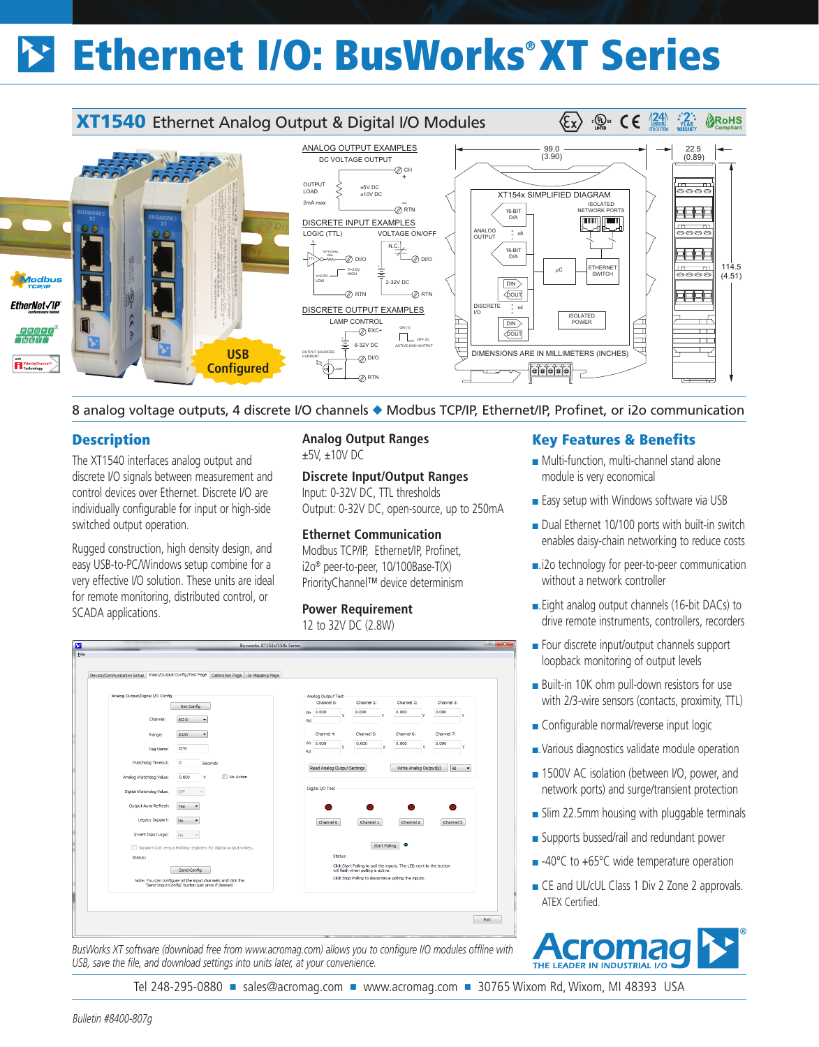# Ethernet I/O: BusWorks® XT Series

## XT1540 Ethernet Analog Output & Digital I/O Modules

USB Configured

8 analog voltage outputs, 4 discrete I/O channels ◆ Modbus TCP/IP, Ethernet/IP, Profinet, or i2o communication

## Description

The XT1540 interfaces analog output and discrete I/O signals between measurement and control devices over Ethernet. Discrete I/O are individually configurable for input or high-side switched output operation.

Rugged construction, high density design, and easy USB-to-PC/Windows setup combine for a very effective I/O solution. These units are ideal for remote monitoring, distributed control, or SCADA applications.

### Analog Output Ranges

±5V, ±10V DC

### Discrete Input/Output Ranges

Input: 0-32V DC, TTL thresholds
Output: 0-32V DC, open-source, up to 250mA

### Ethernet Communication

Modbus TCP/IP, Ethernet/IP, Profinet, i2o® peer-to-peer, 10/100Base-T(X) PriorityChannel™ device determinism

### Power Requirement

12 to 32V DC (2.8W)

*BusWorks XT software (download free from www.acromag.com) allows you to configure I/O modules offline with USB, save the file, and download settings into units later, at your convenience.*

## Key Features & Benefits

- Multi-function, multi-channel stand alone module is very economical
- Easy setup with Windows software via USB
- Dual Ethernet 10/100 ports with built-in switch enables daisy-chain networking to reduce costs
- i2o technology for peer-to-peer communication without a network controller
- Eight analog output channels (16-bit DACs) to drive remote instruments, controllers, recorders
- Four discrete input/output channels support loopback monitoring of output levels
- Built-in 10K ohm pull-down resistors for use with 2/3-wire sensors (contacts, proximity, TTL)
- Configurable normal/reverse input logic
- Various diagnostics validate module operation
- 1500V AC isolation (between I/O, power, and network ports) and surge/transient protection
- Slim 22.5mm housing with pluggable terminals
- Supports bussed/rail and redundant power
- -40°C to +65°C wide temperature operation
- CE and UL/cUL Class 1 Div 2 Zone 2 approvals. ATEX Certified.

Acromag® THE LEADER IN INDUSTRIAL I/O

Tel 248-295-0880 ■ sales@acromag.com ■ www.acromag.com ■ 30765 Wixom Rd, Wixom, MI 48393 USA

*Bulletin #8400-807g*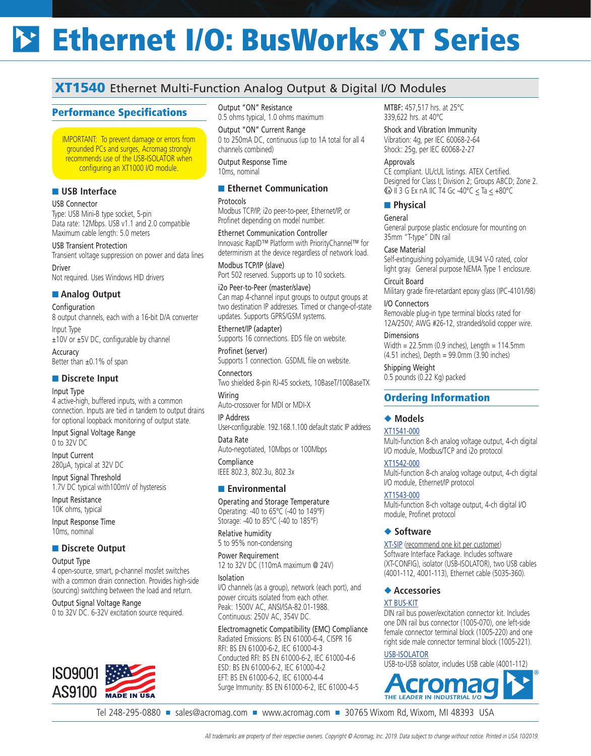# Ethernet I/O: BusWorks® XT Series

## XT1540 Ethernet Multi-Function Analog Output & Digital I/O Modules

## Performance Specifications

IMPORTANT: To prevent damage or errors from grounded PCs and surges, Acromag strongly recommends use of the USB-ISOLATOR when configuring an XT1000 I/O module.

### USB Interface

USB Connector
Type: USB Mini-B type socket, 5-pin
Data rate: 12Mbps. USB v1.1 and 2.0 compatible
Maximum cable length: 5.0 meters

USB Transient Protection
Transient voltage suppression on power and data lines

Driver
Not required. Uses Windows HID drivers

### Analog Output

Configuration
8 output channels, each with a 16-bit D/A converter

Input Type
±10V or ±5V DC, configurable by channel

Accuracy
Better than ±0.1% of span

### Discrete Input

Input Type
4 active-high, buffered inputs, with a common connection. Inputs are tied in tandem to output drains for optional loopback monitoring of output state.

Input Signal Voltage Range
0 to 32V DC

Input Current
280µA, typical at 32V DC

Input Signal Threshold
1.7V DC typical with100mV of hysteresis

Input Resistance
10K ohms, typical

Input Response Time
10ms, nominal

### Discrete Output

Output Type
4 open-source, smart, p-channel mosfet switches with a common drain connection. Provides high-side (sourcing) switching between the load and return.

Output Signal Voltage Range
0 to 32V DC. 6-32V excitation source required.

Output "ON" Resistance
0.5 ohms typical, 1.0 ohms maximum

Output "ON" Current Range
0 to 250mA DC, continuous (up to 1A total for all 4 channels combined)

Output Response Time
10ms, nominal

### Ethernet Communication

Protocols
Modbus TCP/IP, i2o peer-to-peer, Ethernet/IP, or Profinet depending on model number.

Ethernet Communication Controller
Innovasic RapID™ Platform with PriorityChannel™ for determinism at the device regardless of network load.

Modbus TCP/IP (slave)
Port 502 reserved. Supports up to 10 sockets.

i2o Peer-to-Peer (master/slave)
Can map 4-channel input groups to output groups at two destination IP addresses. Timed or change-of-state updates. Supports GPRS/GSM systems.

Ethernet/IP (adapter)
Supports 16 connections. EDS file on website.

Profinet (server)
Supports 1 connection. GSDML file on website.

Connectors
Two shielded 8-pin RJ-45 sockets, 10BaseT/100BaseTX

Wiring
Auto-crossover for MDI or MDI-X

IP Address
User-configurable. 192.168.1.100 default static IP address

Data Rate
Auto-negotiated, 10Mbps or 100Mbps

Compliance
IEEE 802.3, 802.3u, 802.3x

### Environmental

Operating and Storage Temperature
Operating: -40 to 65°C (-40 to 149°F)
Storage: -40 to 85°C (-40 to 185°F)

Relative humidity
5 to 95% non-condensing

Power Requirement
12 to 32V DC (110mA maximum @ 24V)

Isolation
I/O channels (as a group), network (each port), and power circuits isolated from each other.
Peak: 1500V AC, ANSI/ISA-82.01-1988.
Continuous: 250V AC, 354V DC.

Electromagnetic Compatibility (EMC) Compliance
Radiated Emissions: BS EN 61000-6-4, CISPR 16
RFI: BS EN 61000-6-2, IEC 61000-4-3
Conducted RFI: BS EN 61000-6-2, IEC 61000-4-6
ESD: BS EN 61000-6-2, IEC 61000-4-2
EFT: BS EN 61000-6-2, IEC 61000-4-4
Surge Immunity: BS EN 61000-6-2, IEC 61000-4-5

MTBF: 457,517 hrs. at 25°C
339,622 hrs. at 40°C

Shock and Vibration Immunity
Vibration: 4g, per IEC 60068-2-64
Shock: 25g, per IEC 60068-2-27

Approvals
CE compliant. UL/cUL listings. ATEX Certified.
Designed for Class I; Division 2; Groups ABCD; Zone 2.
Ex II 3 G Ex nA IIC T4 Gc -40°C ≤ Ta ≤ +80°C

### Physical

General
General purpose plastic enclosure for mounting on 35mm "T-type" DIN rail

Case Material
Self-extinguishing polyamide, UL94 V-0 rated, color light gray. General purpose NEMA Type 1 enclosure.

Circuit Board
Military grade fire-retardant epoxy glass (IPC-4101/98)

I/O Connectors
Removable plug-in type terminal blocks rated for 12A/250V; AWG #26-12, stranded/solid copper wire.

Dimensions
Width = 22.5mm (0.9 inches), Length = 114.5mm (4.51 inches), Depth = 99.0mm (3.90 inches)

Shipping Weight
0.5 pounds (0.22 Kg) packed

## Ordering Information

### Models

XT1541-000
Multi-function 8-ch analog voltage output, 4-ch digital I/O module, Modbus/TCP and i2o protocol

XT1542-000
Multi-function 8-ch analog voltage output, 4-ch digital I/O module, Ethernet/IP protocol

XT1543-000
Multi-function 8-ch voltage output, 4-ch digital I/O module, Profinet protocol

### Software

XT-SIP (recommend one kit per customer)
Software Interface Package. Includes software (XT-CONFIG), isolator (USB-ISOLATOR), two USB cables (4001-112, 4001-113), Ethernet cable (5035-360).

### Accessories

XT BUS-KIT
DIN rail bus power/excitation connector kit. Includes one DIN rail bus connector (1005-070), one left-side female connector terminal block (1005-220) and one right side male connector terminal block (1005-221).

USB-ISOLATOR
USB-to-USB isolator, includes USB cable (4001-112)

ISO9001
AS9100
MADE IN USA

Acromag
THE LEADER IN INDUSTRIAL I/O

Tel 248-295-0880 ■ sales@acromag.com ■ www.acromag.com ■ 30765 Wixom Rd, Wixom, MI 48393 USA

*All trademarks are property of their respective owners. Copyright © Acromag, Inc. 2019. Data subject to change without notice. Printed in USA 10/2019.*